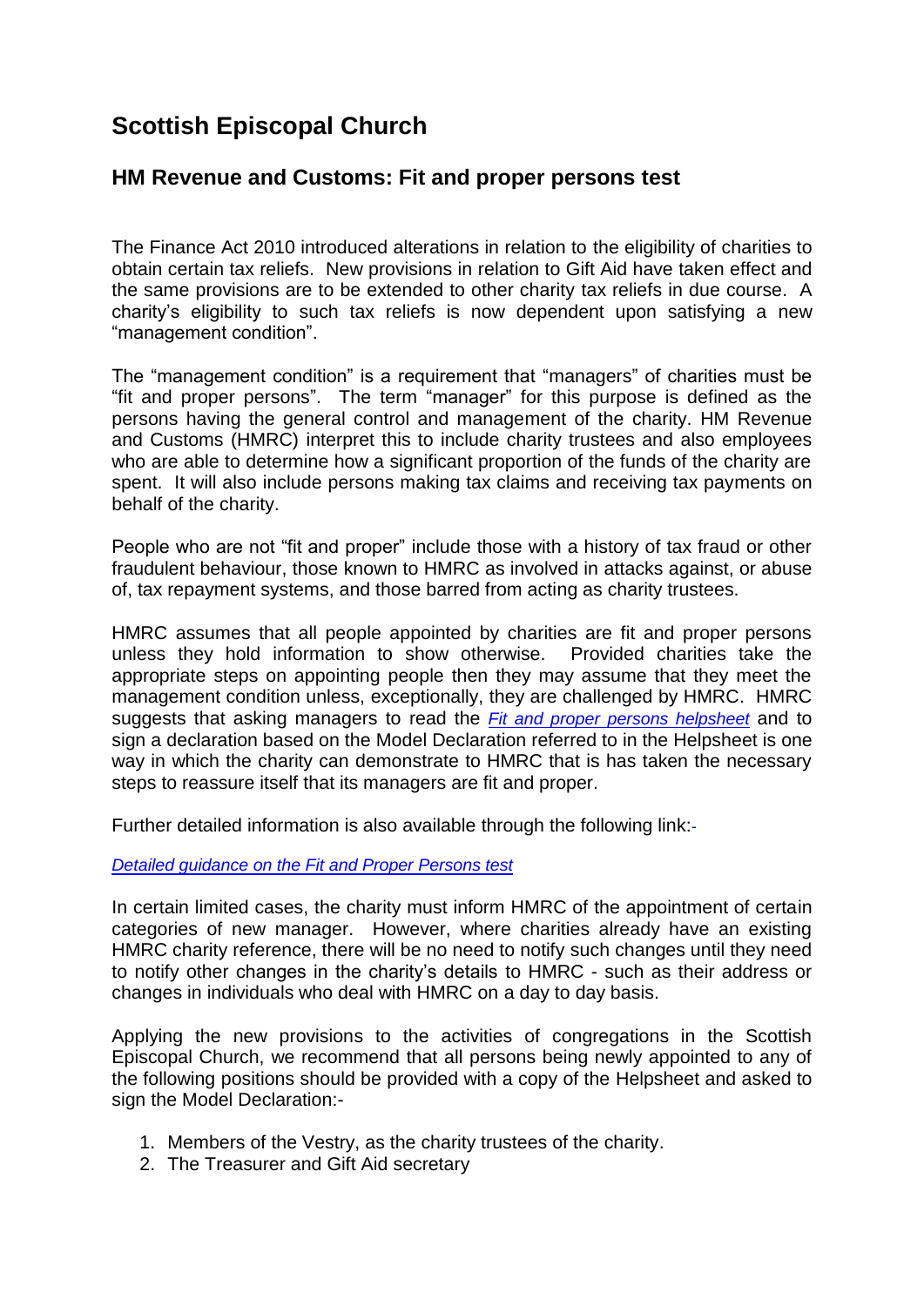# Scottish Episcopal Church

## HM Revenue and Customs: Fit and proper persons test

The Finance Act 2010 introduced alterations in relation to the eligibility of charities to obtain certain tax reliefs. New provisions in relation to Gift Aid have taken effect and the same provisions are to be extended to other charity tax reliefs in due course. A charity's eligibility to such tax reliefs is now dependent upon satisfying a new "management condition".

The "management condition" is a requirement that "managers" of charities must be "fit and proper persons". The term "manager" for this purpose is defined as the persons having the general control and management of the charity. HM Revenue and Customs (HMRC) interpret this to include charity trustees and also employees who are able to determine how a significant proportion of the funds of the charity are spent. It will also include persons making tax claims and receiving tax payments on behalf of the charity.

People who are not "fit and proper" include those with a history of tax fraud or other fraudulent behaviour, those known to HMRC as involved in attacks against, or abuse of, tax repayment systems, and those barred from acting as charity trustees.

HMRC assumes that all people appointed by charities are fit and proper persons unless they hold information to show otherwise. Provided charities take the appropriate steps on appointing people then they may assume that they meet the management condition unless, exceptionally, they are challenged by HMRC. HMRC suggests that asking managers to read the *Fit and proper persons helpsheet* and to sign a declaration based on the Model Declaration referred to in the Helpsheet is one way in which the charity can demonstrate to HMRC that is has taken the necessary steps to reassure itself that its managers are fit and proper.

Further detailed information is also available through the following link:-

*Detailed guidance on the Fit and Proper Persons test*

In certain limited cases, the charity must inform HMRC of the appointment of certain categories of new manager. However, where charities already have an existing HMRC charity reference, there will be no need to notify such changes until they need to notify other changes in the charity's details to HMRC - such as their address or changes in individuals who deal with HMRC on a day to day basis.

Applying the new provisions to the activities of congregations in the Scottish Episcopal Church, we recommend that all persons being newly appointed to any of the following positions should be provided with a copy of the Helpsheet and asked to sign the Model Declaration:-

1. Members of the Vestry, as the charity trustees of the charity.
2. The Treasurer and Gift Aid secretary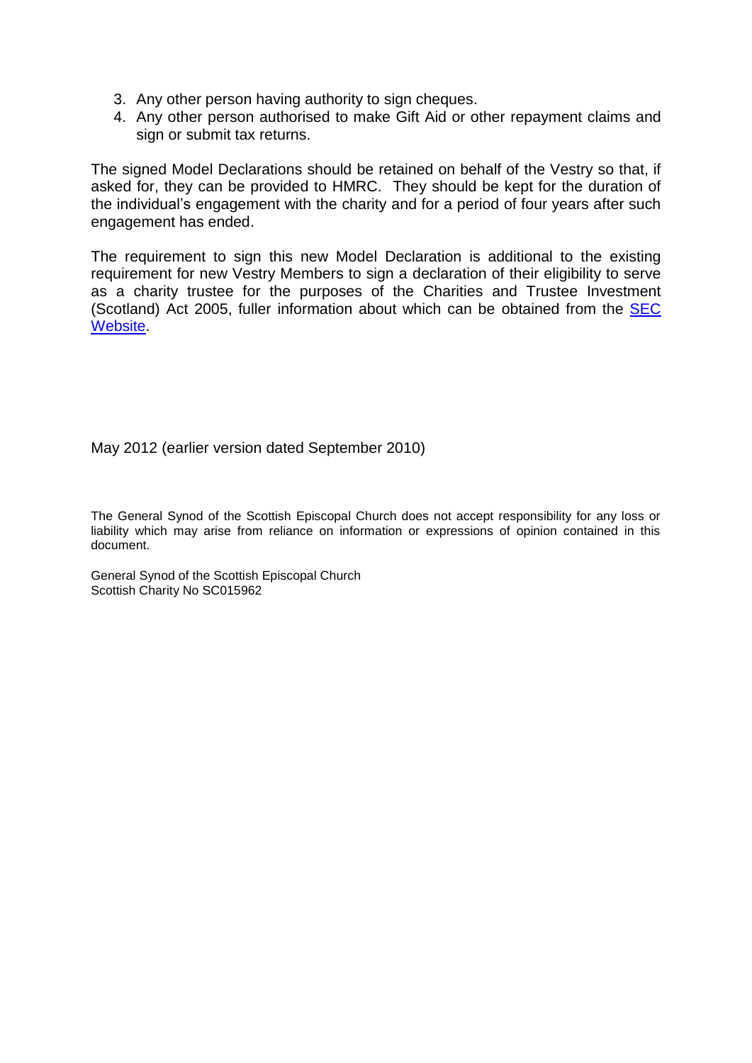3. Any other person having authority to sign cheques.
4. Any other person authorised to make Gift Aid or other repayment claims and sign or submit tax returns.

The signed Model Declarations should be retained on behalf of the Vestry so that, if asked for, they can be provided to HMRC. They should be kept for the duration of the individual's engagement with the charity and for a period of four years after such engagement has ended.

The requirement to sign this new Model Declaration is additional to the existing requirement for new Vestry Members to sign a declaration of their eligibility to serve as a charity trustee for the purposes of the Charities and Trustee Investment (Scotland) Act 2005, fuller information about which can be obtained from the SEC Website.

May 2012 (earlier version dated September 2010)

The General Synod of the Scottish Episcopal Church does not accept responsibility for any loss or liability which may arise from reliance on information or expressions of opinion contained in this document.

General Synod of the Scottish Episcopal Church
Scottish Charity No SC015962